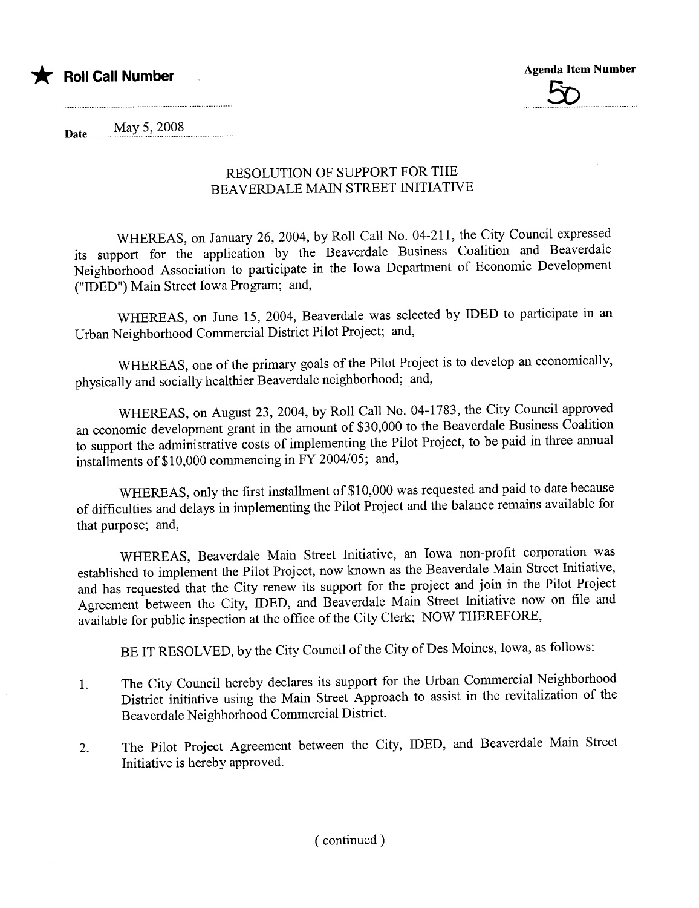★ **Roll Call Number**

**Agenda Item Number**
50

Date May 5, 2008

# RESOLUTION OF SUPPORT FOR THE BEAVERDALE MAIN STREET INITIATIVE

WHEREAS, on January 26, 2004, by Roll Call No. 04-211, the City Council expressed its support for the application by the Beaverdale Business Coalition and Beaverdale Neighborhood Association to participate in the Iowa Department of Economic Development ("IDED") Main Street Iowa Program; and,

WHEREAS, on June 15, 2004, Beaverdale was selected by IDED to participate in an Urban Neighborhood Commercial District Pilot Project; and,

WHEREAS, one of the primary goals of the Pilot Project is to develop an economically, physically and socially healthier Beaverdale neighborhood; and,

WHEREAS, on August 23, 2004, by Roll Call No. 04-1783, the City Council approved an economic development grant in the amount of $30,000 to the Beaverdale Business Coalition to support the administrative costs of implementing the Pilot Project, to be paid in three annual installments of $10,000 commencing in FY 2004/05; and,

WHEREAS, only the first installment of $10,000 was requested and paid to date because of difficulties and delays in implementing the Pilot Project and the balance remains available for that purpose; and,

WHEREAS, Beaverdale Main Street Initiative, an Iowa non-profit corporation was established to implement the Pilot Project, now known as the Beaverdale Main Street Initiative, and has requested that the City renew its support for the project and join in the Pilot Project Agreement between the City, IDED, and Beaverdale Main Street Initiative now on file and available for public inspection at the office of the City Clerk; NOW THEREFORE,

BE IT RESOLVED, by the City Council of the City of Des Moines, Iowa, as follows:

1. The City Council hereby declares its support for the Urban Commercial Neighborhood District initiative using the Main Street Approach to assist in the revitalization of the Beaverdale Neighborhood Commercial District.

2. The Pilot Project Agreement between the City, IDED, and Beaverdale Main Street Initiative is hereby approved.

( continued )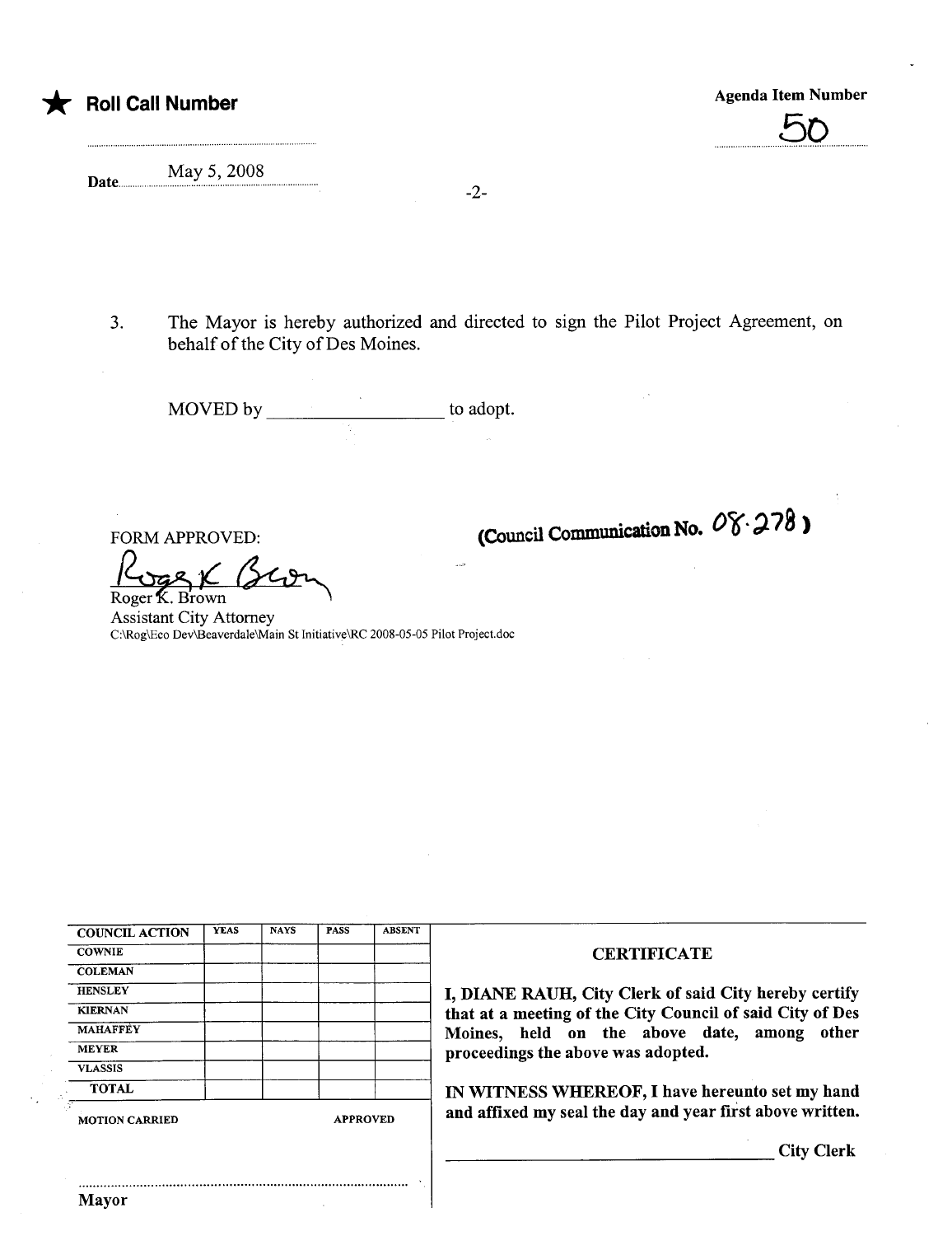★ **Roll Call Number**

Agenda Item Number

50

Date May 5, 2008

3. The Mayor is hereby authorized and directed to sign the Pilot Project Agreement, on behalf of the City of Des Moines.

MOVED by __________________ to adopt.

FORM APPROVED:

(Council Communication No. 08-278)

Roger K. Brown

Assistant City Attorney

C:\Rog\Eco Dev\Beaverdale\Main St Initiative\RC 2008-05-05 Pilot Project.doc

| COUNCIL ACTION | YEAS | NAYS | PASS | ABSENT |
|---|---|---|---|---|
| COWNIE | | | | |
| COLEMAN | | | | |
| HENSLEY | | | | |
| KIERNAN | | | | |
| MAHAFFEY | | | | |
| MEYER | | | | |
| VLASSIS | | | | |
| TOTAL | | | | |

MOTION CARRIED APPROVED

Mayor

**CERTIFICATE**

**I, DIANE RAUH, City Clerk of said City hereby certify that at a meeting of the City Council of said City of Des Moines, held on the above date, among other proceedings the above was adopted.**

**IN WITNESS WHEREOF, I have hereunto set my hand and affixed my seal the day and year first above written.**

______________________ **City Clerk**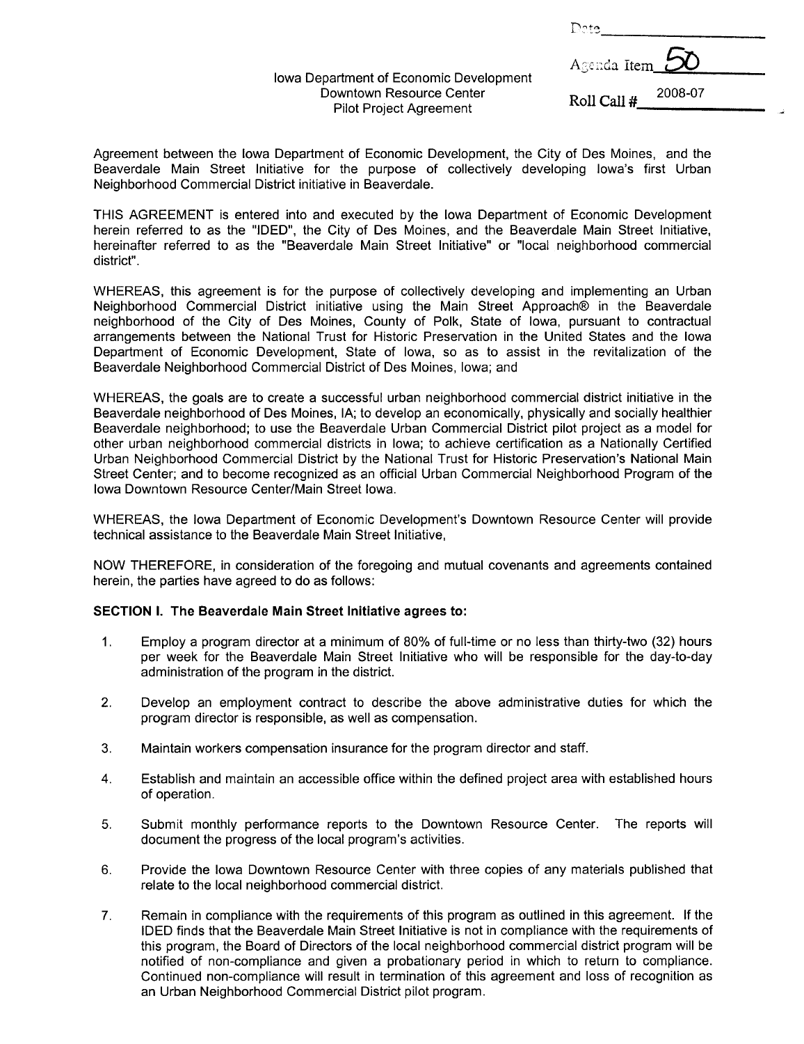Date

Agenda Item 50

Roll Call # 2008-07

Iowa Department of Economic Development
Downtown Resource Center
Pilot Project Agreement

Agreement between the Iowa Department of Economic Development, the City of Des Moines, and the Beaverdale Main Street Initiative for the purpose of collectively developing Iowa's first Urban Neighborhood Commercial District initiative in Beaverdale.

THIS AGREEMENT is entered into and executed by the Iowa Department of Economic Development herein referred to as the "IDED", the City of Des Moines, and the Beaverdale Main Street Initiative, hereinafter referred to as the "Beaverdale Main Street Initiative" or "local neighborhood commercial district".

WHEREAS, this agreement is for the purpose of collectively developing and implementing an Urban Neighborhood Commercial District initiative using the Main Street Approach® in the Beaverdale neighborhood of the City of Des Moines, County of Polk, State of Iowa, pursuant to contractual arrangements between the National Trust for Historic Preservation in the United States and the Iowa Department of Economic Development, State of Iowa, so as to assist in the revitalization of the Beaverdale Neighborhood Commercial District of Des Moines, Iowa; and

WHEREAS, the goals are to create a successful urban neighborhood commercial district initiative in the Beaverdale neighborhood of Des Moines, IA; to develop an economically, physically and socially healthier Beaverdale neighborhood; to use the Beaverdale Urban Commercial District pilot project as a model for other urban neighborhood commercial districts in Iowa; to achieve certification as a Nationally Certified Urban Neighborhood Commercial District by the National Trust for Historic Preservation's National Main Street Center; and to become recognized as an official Urban Commercial Neighborhood Program of the Iowa Downtown Resource Center/Main Street Iowa.

WHEREAS, the Iowa Department of Economic Development's Downtown Resource Center will provide technical assistance to the Beaverdale Main Street Initiative,

NOW THEREFORE, in consideration of the foregoing and mutual covenants and agreements contained herein, the parties have agreed to do as follows:

**SECTION I. The Beaverdale Main Street Initiative agrees to:**

1. Employ a program director at a minimum of 80% of full-time or no less than thirty-two (32) hours per week for the Beaverdale Main Street Initiative who will be responsible for the day-to-day administration of the program in the district.

2. Develop an employment contract to describe the above administrative duties for which the program director is responsible, as well as compensation.

3. Maintain workers compensation insurance for the program director and staff.

4. Establish and maintain an accessible office within the defined project area with established hours of operation.

5. Submit monthly performance reports to the Downtown Resource Center. The reports will document the progress of the local program's activities.

6. Provide the Iowa Downtown Resource Center with three copies of any materials published that relate to the local neighborhood commercial district.

7. Remain in compliance with the requirements of this program as outlined in this agreement. If the IDED finds that the Beaverdale Main Street Initiative is not in compliance with the requirements of this program, the Board of Directors of the local neighborhood commercial district program will be notified of non-compliance and given a probationary period in which to return to compliance. Continued non-compliance will result in termination of this agreement and loss of recognition as an Urban Neighborhood Commercial District pilot program.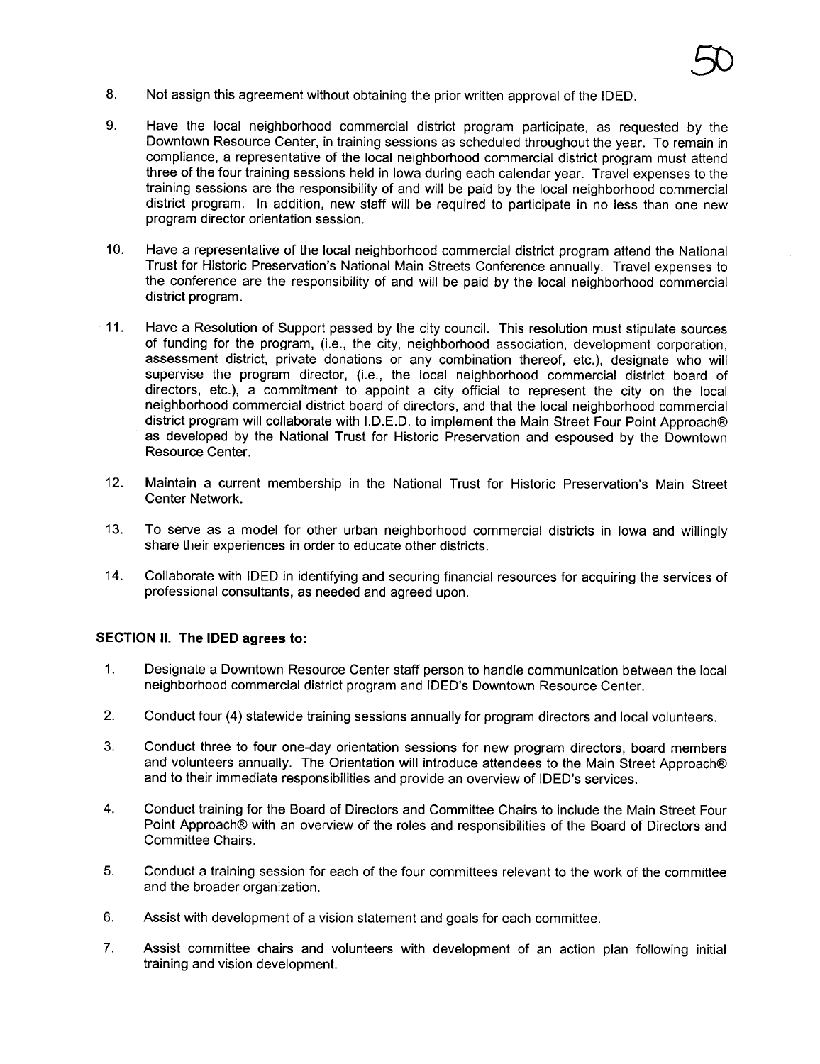8. Not assign this agreement without obtaining the prior written approval of the IDED.

9. Have the local neighborhood commercial district program participate, as requested by the Downtown Resource Center, in training sessions as scheduled throughout the year. To remain in compliance, a representative of the local neighborhood commercial district program must attend three of the four training sessions held in Iowa during each calendar year. Travel expenses to the training sessions are the responsibility of and will be paid by the local neighborhood commercial district program. In addition, new staff will be required to participate in no less than one new program director orientation session.

10. Have a representative of the local neighborhood commercial district program attend the National Trust for Historic Preservation's National Main Streets Conference annually. Travel expenses to the conference are the responsibility of and will be paid by the local neighborhood commercial district program.

11. Have a Resolution of Support passed by the city council. This resolution must stipulate sources of funding for the program, (i.e., the city, neighborhood association, development corporation, assessment district, private donations or any combination thereof, etc.), designate who will supervise the program director, (i.e., the local neighborhood commercial district board of directors, etc.), a commitment to appoint a city official to represent the city on the local neighborhood commercial district board of directors, and that the local neighborhood commercial district program will collaborate with I.D.E.D. to implement the Main Street Four Point Approach® as developed by the National Trust for Historic Preservation and espoused by the Downtown Resource Center.

12. Maintain a current membership in the National Trust for Historic Preservation's Main Street Center Network.

13. To serve as a model for other urban neighborhood commercial districts in Iowa and willingly share their experiences in order to educate other districts.

14. Collaborate with IDED in identifying and securing financial resources for acquiring the services of professional consultants, as needed and agreed upon.

**SECTION II. The IDED agrees to:**

1. Designate a Downtown Resource Center staff person to handle communication between the local neighborhood commercial district program and IDED's Downtown Resource Center.

2. Conduct four (4) statewide training sessions annually for program directors and local volunteers.

3. Conduct three to four one-day orientation sessions for new program directors, board members and volunteers annually. The Orientation will introduce attendees to the Main Street Approach® and to their immediate responsibilities and provide an overview of IDED's services.

4. Conduct training for the Board of Directors and Committee Chairs to include the Main Street Four Point Approach® with an overview of the roles and responsibilities of the Board of Directors and Committee Chairs.

5. Conduct a training session for each of the four committees relevant to the work of the committee and the broader organization.

6. Assist with development of a vision statement and goals for each committee.

7. Assist committee chairs and volunteers with development of an action plan following initial training and vision development.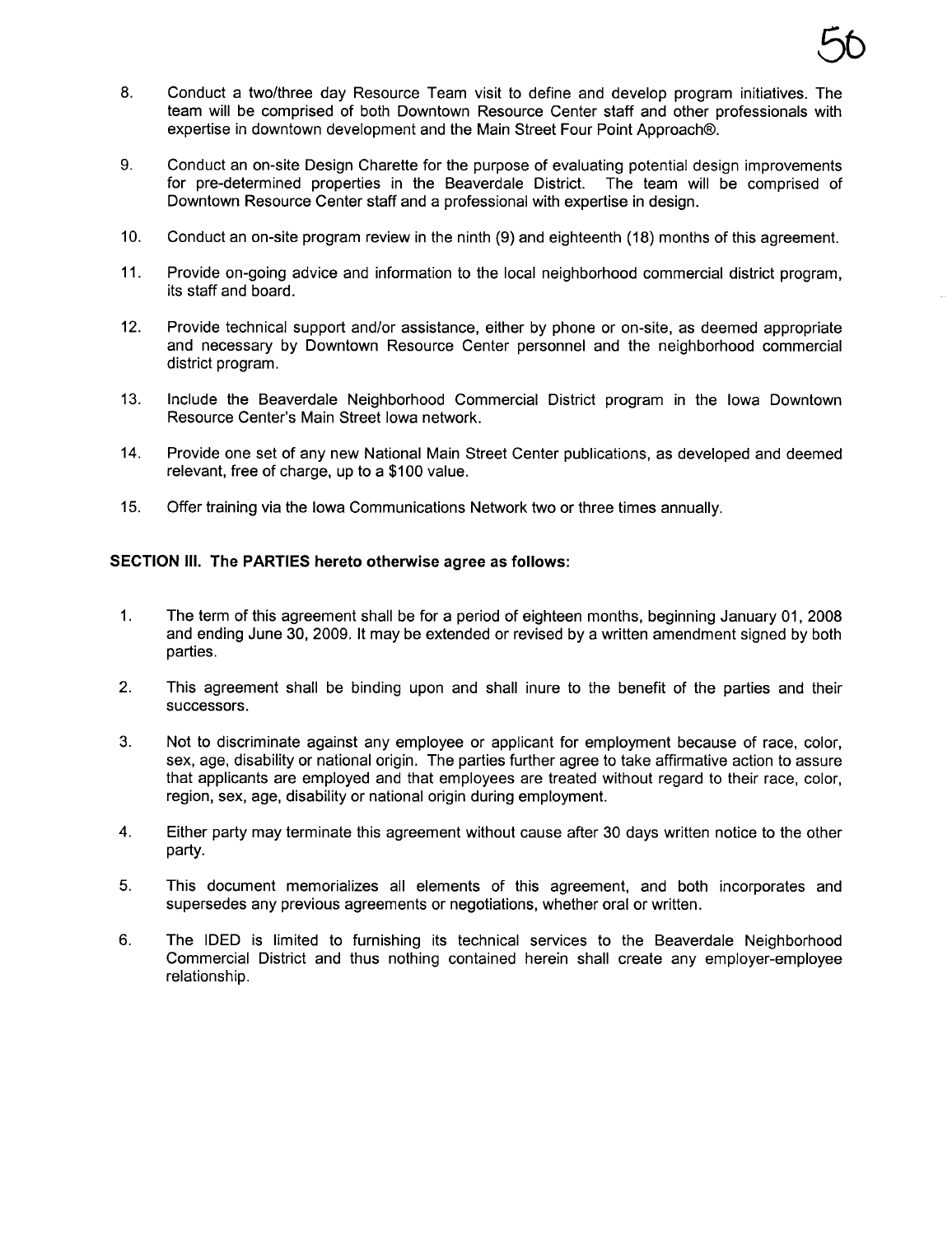8. Conduct a two/three day Resource Team visit to define and develop program initiatives. The team will be comprised of both Downtown Resource Center staff and other professionals with expertise in downtown development and the Main Street Four Point Approach®.

9. Conduct an on-site Design Charette for the purpose of evaluating potential design improvements for pre-determined properties in the Beaverdale District. The team will be comprised of Downtown Resource Center staff and a professional with expertise in design.

10. Conduct an on-site program review in the ninth (9) and eighteenth (18) months of this agreement.

11. Provide on-going advice and information to the local neighborhood commercial district program, its staff and board.

12. Provide technical support and/or assistance, either by phone or on-site, as deemed appropriate and necessary by Downtown Resource Center personnel and the neighborhood commercial district program.

13. Include the Beaverdale Neighborhood Commercial District program in the Iowa Downtown Resource Center's Main Street Iowa network.

14. Provide one set of any new National Main Street Center publications, as developed and deemed relevant, free of charge, up to a $100 value.

15. Offer training via the Iowa Communications Network two or three times annually.

**SECTION III. The PARTIES hereto otherwise agree as follows:**

1. The term of this agreement shall be for a period of eighteen months, beginning January 01, 2008 and ending June 30, 2009. It may be extended or revised by a written amendment signed by both parties.

2. This agreement shall be binding upon and shall inure to the benefit of the parties and their successors.

3. Not to discriminate against any employee or applicant for employment because of race, color, sex, age, disability or national origin. The parties further agree to take affirmative action to assure that applicants are employed and that employees are treated without regard to their race, color, region, sex, age, disability or national origin during employment.

4. Either party may terminate this agreement without cause after 30 days written notice to the other party.

5. This document memorializes all elements of this agreement, and both incorporates and supersedes any previous agreements or negotiations, whether oral or written.

6. The IDED is limited to furnishing its technical services to the Beaverdale Neighborhood Commercial District and thus nothing contained herein shall create any employer-employee relationship.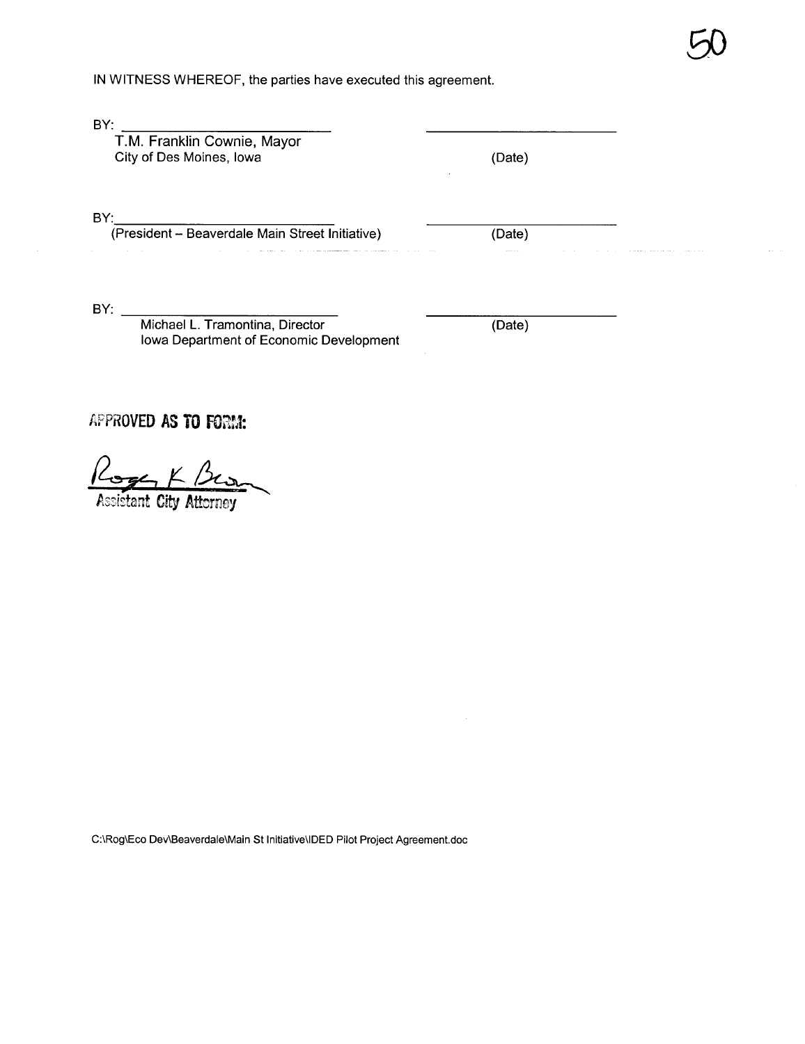IN WITNESS WHEREOF, the parties have executed this agreement.

BY: ____________________________
T.M. Franklin Cownie, Mayor
City of Des Moines, Iowa

____________________________
(Date)

BY: ____________________________
(President – Beaverdale Main Street Initiative)

____________________________
(Date)

BY: ____________________________
Michael L. Tramontina, Director
Iowa Department of Economic Development

____________________________
(Date)

**APPROVED AS TO FORM:**

Roger K Brown
Assistant City Attorney

C:\Rog\Eco Dev\Beaverdale\Main St Initiative\IDED Pilot Project Agreement.doc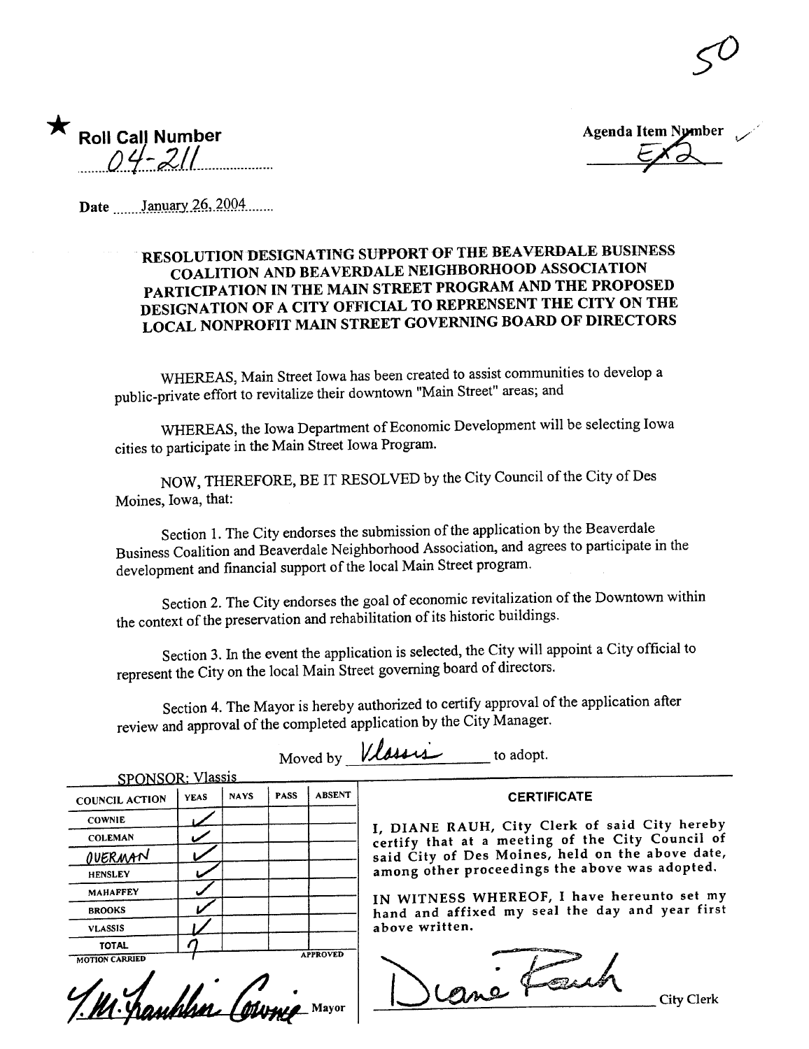50

★ **Roll Call Number**
04-211

**Agenda Item Number**
EX2

Date January 26, 2004

**RESOLUTION DESIGNATING SUPPORT OF THE BEAVERDALE BUSINESS COALITION AND BEAVERDALE NEIGHBORHOOD ASSOCIATION PARTICIPATION IN THE MAIN STREET PROGRAM AND THE PROPOSED DESIGNATION OF A CITY OFFICIAL TO REPRENSENT THE CITY ON THE LOCAL NONPROFIT MAIN STREET GOVERNING BOARD OF DIRECTORS**

WHEREAS, Main Street Iowa has been created to assist communities to develop a public-private effort to revitalize their downtown "Main Street" areas; and

WHEREAS, the Iowa Department of Economic Development will be selecting Iowa cities to participate in the Main Street Iowa Program.

NOW, THEREFORE, BE IT RESOLVED by the City Council of the City of Des Moines, Iowa, that:

Section 1. The City endorses the submission of the application by the Beaverdale Business Coalition and Beaverdale Neighborhood Association, and agrees to participate in the development and financial support of the local Main Street program.

Section 2. The City endorses the goal of economic revitalization of the Downtown within the context of the preservation and rehabilitation of its historic buildings.

Section 3. In the event the application is selected, the City will appoint a City official to represent the City on the local Main Street governing board of directors.

Section 4. The Mayor is hereby authorized to certify approval of the application after review and approval of the completed application by the City Manager.

Moved by Vlassis to adopt.

SPONSOR: Vlassis

| COUNCIL ACTION | YEAS | NAYS | PASS | ABSENT |
|---|---|---|---|---|
| COWNIE | ✓ | | | |
| COLEMAN | ✓ | | | |
| OVERMAN | ✓ | | | |
| HENSLEY | ✓ | | | |
| MAHAFFEY | ✓ | | | |
| BROOKS | ✓ | | | |
| VLASSIS | ✓ | | | |
| TOTAL | 7 | | | |

MOTION CARRIED APPROVED

T. M. Franklin Cownie, Mayor

**CERTIFICATE**

I, DIANE RAUH, City Clerk of said City hereby certify that at a meeting of the City Council of said City of Des Moines, held on the above date, among other proceedings the above was adopted.

IN WITNESS WHEREOF, I have hereunto set my hand and affixed my seal the day and year first above written.

Diane Rauh, City Clerk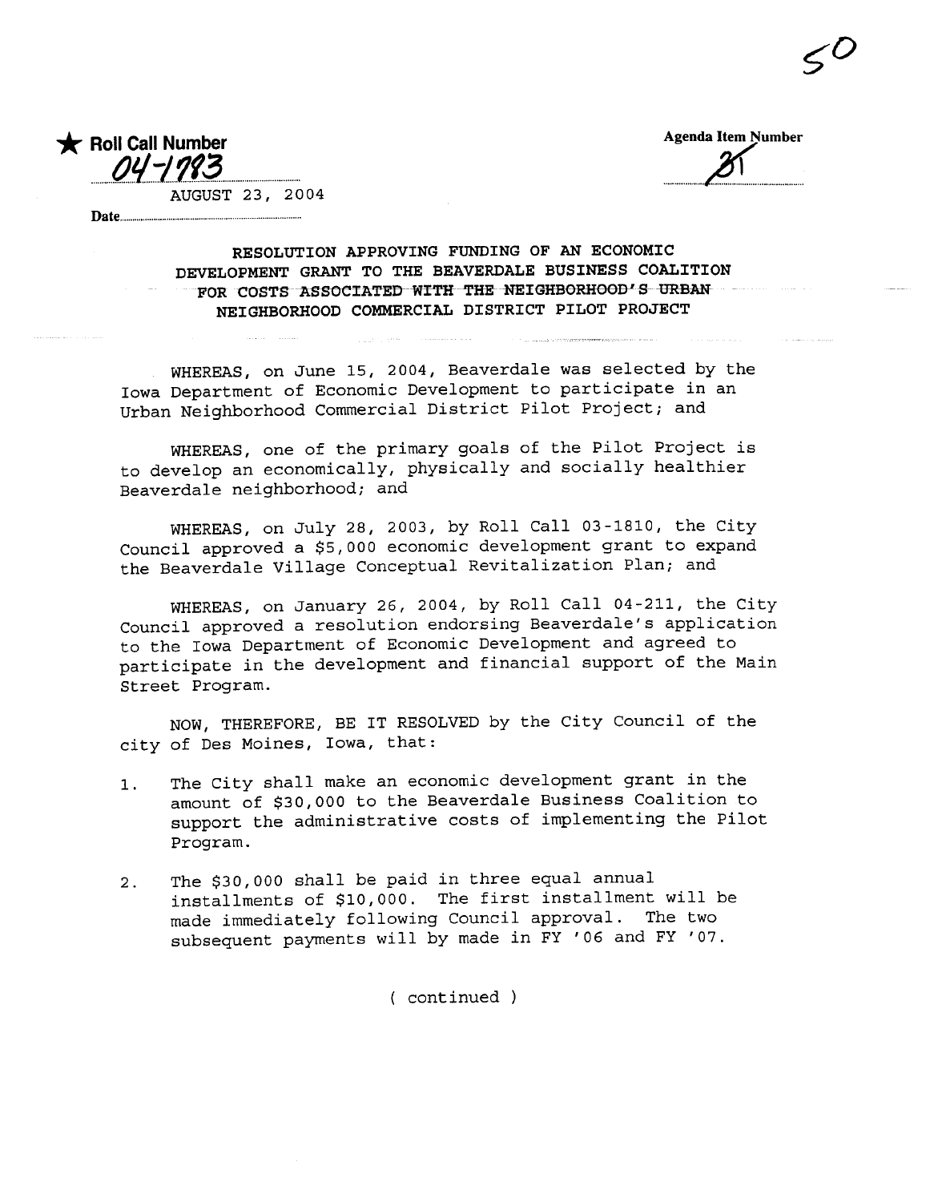50

★ **Roll Call Number**

04-1793

AUGUST 23, 2004

Date.........

**Agenda Item Number**

31

**RESOLUTION APPROVING FUNDING OF AN ECONOMIC DEVELOPMENT GRANT TO THE BEAVERDALE BUSINESS COALITION FOR COSTS ASSOCIATED WITH THE NEIGHBORHOOD'S URBAN NEIGHBORHOOD COMMERCIAL DISTRICT PILOT PROJECT**

WHEREAS, on June 15, 2004, Beaverdale was selected by the Iowa Department of Economic Development to participate in an Urban Neighborhood Commercial District Pilot Project; and

WHEREAS, one of the primary goals of the Pilot Project is to develop an economically, physically and socially healthier Beaverdale neighborhood; and

WHEREAS, on July 28, 2003, by Roll Call 03-1810, the City Council approved a $5,000 economic development grant to expand the Beaverdale Village Conceptual Revitalization Plan; and

WHEREAS, on January 26, 2004, by Roll Call 04-211, the City Council approved a resolution endorsing Beaverdale's application to the Iowa Department of Economic Development and agreed to participate in the development and financial support of the Main Street Program.

NOW, THEREFORE, BE IT RESOLVED by the City Council of the city of Des Moines, Iowa, that:

1. The City shall make an economic development grant in the amount of $30,000 to the Beaverdale Business Coalition to support the administrative costs of implementing the Pilot Program.

2. The $30,000 shall be paid in three equal annual installments of $10,000. The first installment will be made immediately following Council approval. The two subsequent payments will by made in FY '06 and FY '07.

( continued )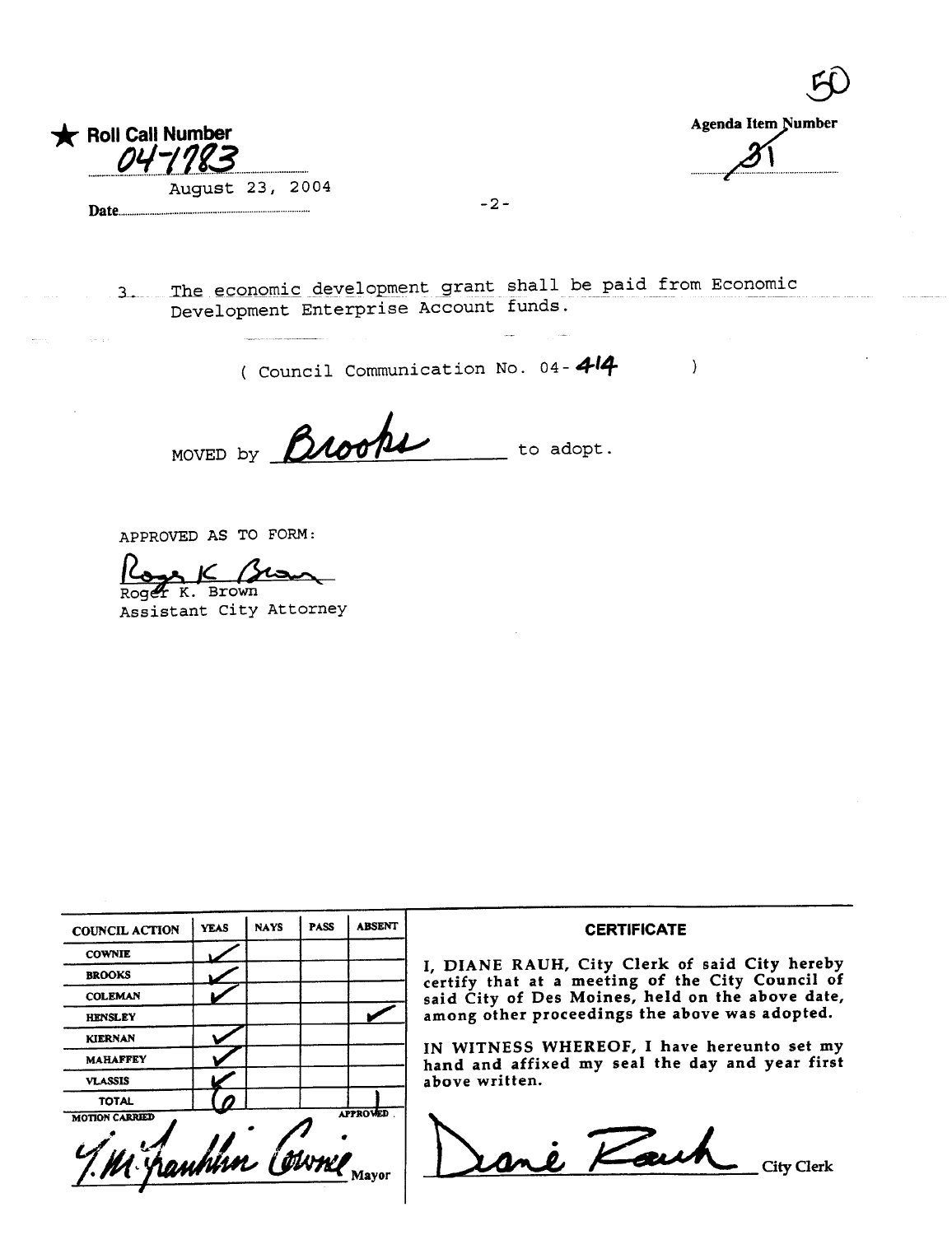50

★ Roll Call Number 04-1783

Agenda Item Number 31

Date August 23, 2004

3. The economic development grant shall be paid from Economic Development Enterprise Account funds.

( Council Communication No. 04-414 )

MOVED by Brooks to adopt.

APPROVED AS TO FORM:

Roger K. Brown
Assistant City Attorney

| COUNCIL ACTION | YEAS | NAYS | PASS | ABSENT |
|---|---|---|---|---|
| COWNIE | ✓ | | | |
| BROOKS | ✓ | | | |
| COLEMAN | ✓ | | | |
| HENSLEY | | | | ✓ |
| KIERNAN | ✓ | | | |
| MAHAFFEY | ✓ | | | |
| VLASSIS | ✓ | | | |
| TOTAL | 6 | | | 1 |

MOTION CARRIED APPROVED

T.M. Franklin Cownie Mayor

**CERTIFICATE**

I, DIANE RAUH, City Clerk of said City hereby certify that at a meeting of the City Council of said City of Des Moines, held on the above date, among other proceedings the above was adopted.

IN WITNESS WHEREOF, I have hereunto set my hand and affixed my seal the day and year first above written.

Diane Rauh City Clerk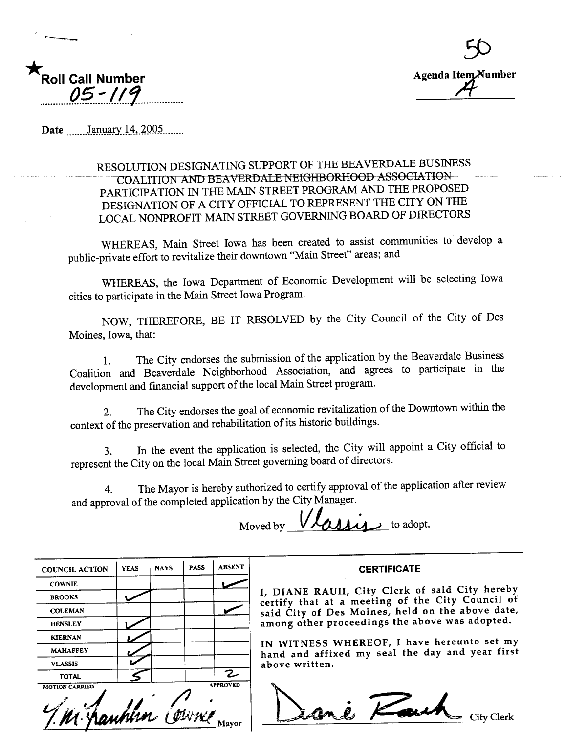★Roll Call Number

05-119

Date January 14, 2005

50

Agenda Item Number

A

RESOLUTION DESIGNATING SUPPORT OF THE BEAVERDALE BUSINESS COALITION AND BEAVERDALE NEIGHBORHOOD ASSOCIATION PARTICIPATION IN THE MAIN STREET PROGRAM AND THE PROPOSED DESIGNATION OF A CITY OFFICIAL TO REPRESENT THE CITY ON THE LOCAL NONPROFIT MAIN STREET GOVERNING BOARD OF DIRECTORS

WHEREAS, Main Street Iowa has been created to assist communities to develop a public-private effort to revitalize their downtown "Main Street" areas; and

WHEREAS, the Iowa Department of Economic Development will be selecting Iowa cities to participate in the Main Street Iowa Program.

NOW, THEREFORE, BE IT RESOLVED by the City Council of the City of Des Moines, Iowa, that:

1. The City endorses the submission of the application by the Beaverdale Business Coalition and Beaverdale Neighborhood Association, and agrees to participate in the development and financial support of the local Main Street program.

2. The City endorses the goal of economic revitalization of the Downtown within the context of the preservation and rehabilitation of its historic buildings.

3. In the event the application is selected, the City will appoint a City official to represent the City on the local Main Street governing board of directors.

4. The Mayor is hereby authorized to certify approval of the application after review and approval of the completed application by the City Manager.

Moved by Vlassis to adopt.

| COUNCIL ACTION | YEAS | NAYS | PASS | ABSENT |
|---|---|---|---|---|
| COWNIE | | | | ✓ |
| BROOKS | ✓ | | | |
| COLEMAN | | | | ✓ |
| HENSLEY | ✓ | | | |
| KIERNAN | ✓ | | | |
| MAHAFFEY | ✓ | | | |
| VLASSIS | ✓ | | | |
| TOTAL | 5 | | | 2 |

MOTION CARRIED APPROVED

T.M. Franklin Cownie Mayor

**CERTIFICATE**

I, DIANE RAUH, City Clerk of said City hereby certify that at a meeting of the City Council of said City of Des Moines, held on the above date, among other proceedings the above was adopted.

IN WITNESS WHEREOF, I have hereunto set my hand and affixed my seal the day and year first above written.

Diane Rauh City Clerk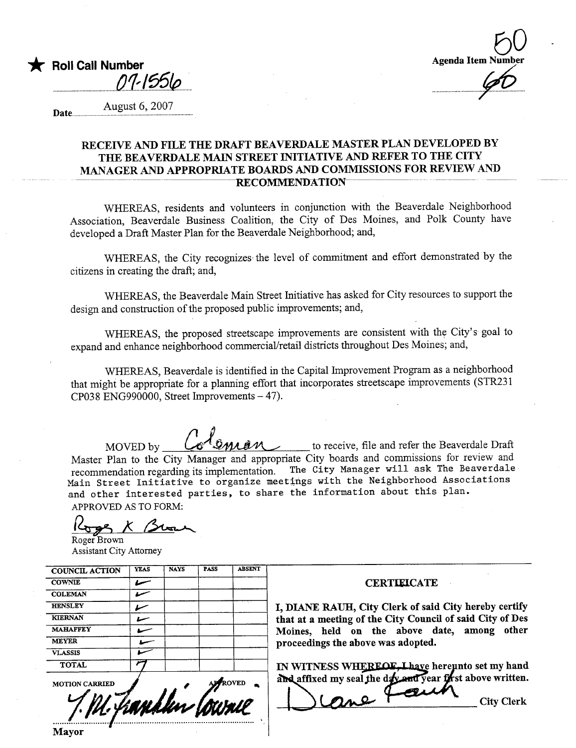★ **Roll Call Number**

07-1556

Date August 6, 2007

Agenda Item Number

50

60

## RECEIVE AND FILE THE DRAFT BEAVERDALE MASTER PLAN DEVELOPED BY THE BEAVERDALE MAIN STREET INITIATIVE AND REFER TO THE CITY MANAGER AND APPROPRIATE BOARDS AND COMMISSIONS FOR REVIEW AND RECOMMENDATION

WHEREAS, residents and volunteers in conjunction with the Beaverdale Neighborhood Association, Beaverdale Business Coalition, the City of Des Moines, and Polk County have developed a Draft Master Plan for the Beaverdale Neighborhood; and,

WHEREAS, the City recognizes the level of commitment and effort demonstrated by the citizens in creating the draft; and,

WHEREAS, the Beaverdale Main Street Initiative has asked for City resources to support the design and construction of the proposed public improvements; and,

WHEREAS, the proposed streetscape improvements are consistent with the City's goal to expand and enhance neighborhood commercial/retail districts throughout Des Moines; and,

WHEREAS, Beaverdale is identified in the Capital Improvement Program as a neighborhood that might be appropriate for a planning effort that incorporates streetscape improvements (STR231 CP038 ENG990000, Street Improvements – 47).

MOVED by Coleman to receive, file and refer the Beaverdale Draft Master Plan to the City Manager and appropriate City boards and commissions for review and recommendation regarding its implementation. The City Manager will ask The Beaverdale Main Street Initiative to organize meetings with the Neighborhood Associations and other interested parties, to share the information about this plan.

APPROVED AS TO FORM:

Roger K Brown
Roger Brown
Assistant City Attorney

| COUNCIL ACTION | YEAS | NAYS | PASS | ABSENT |
|---|---|---|---|---|
| COWNIE | ✓ | | | |
| COLEMAN | ✓ | | | |
| HENSLEY | ✓ | | | |
| KIERNAN | ✓ | | | |
| MAHAFFEY | ✓ | | | |
| MEYER | ✓ | | | |
| VLASSIS | ✓ | | | |
| TOTAL | 7 | | | |

MOTION CARRIED APPROVED

T. M. Franklin Cownie
Mayor

**CERTIFICATE**

**I, DIANE RAUH, City Clerk of said City hereby certify that at a meeting of the City Council of said City of Des Moines, held on the above date, among other proceedings the above was adopted.**

**IN WITNESS WHEREOF, I have hereunto set my hand and affixed my seal the day and year first above written.**

Diane Rauh
City Clerk